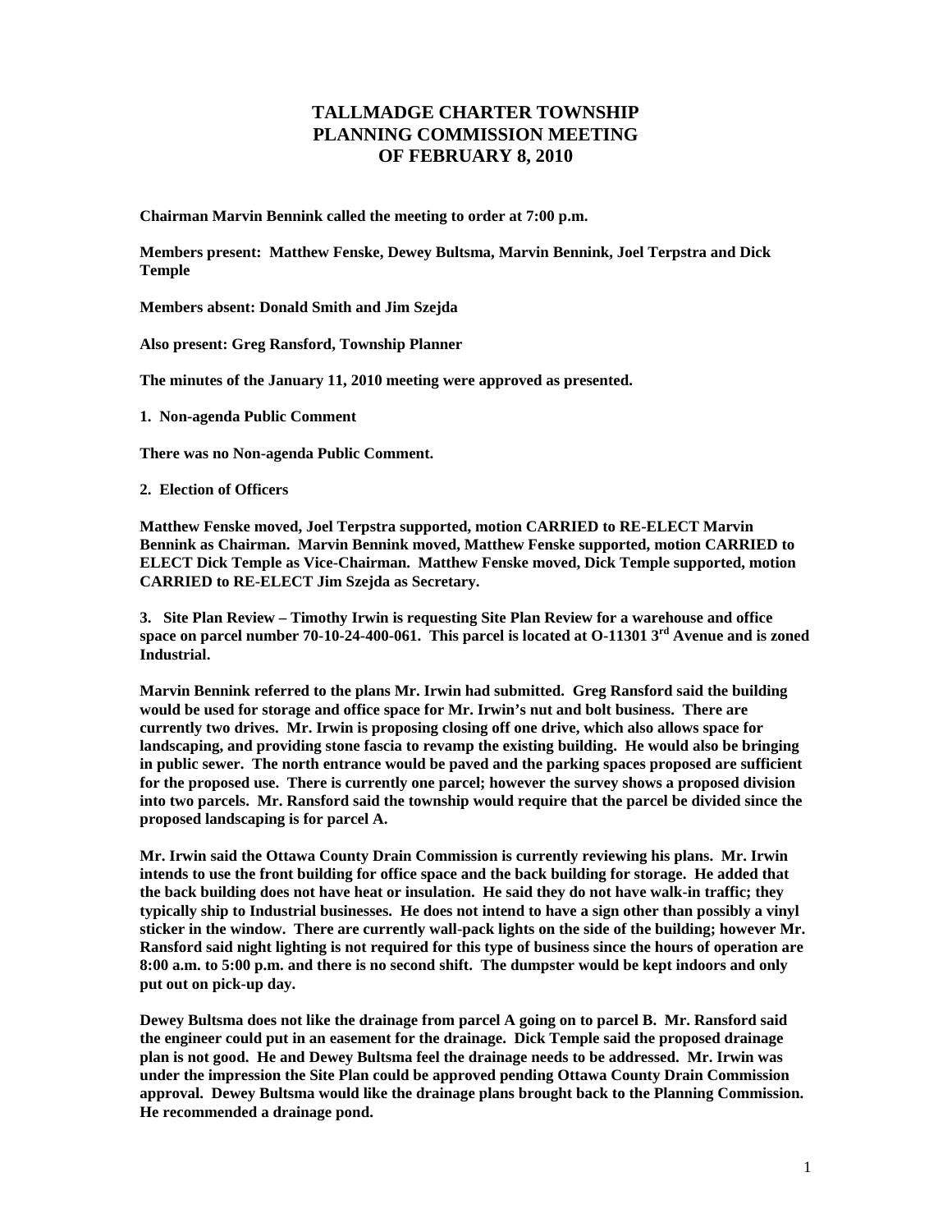# TALLMADGE CHARTER TOWNSHIP
# PLANNING COMMISSION MEETING
# OF FEBRUARY 8, 2010

**Chairman Marvin Bennink called the meeting to order at 7:00 p.m.**

**Members present: Matthew Fenske, Dewey Bultsma, Marvin Bennink, Joel Terpstra and Dick Temple**

**Members absent: Donald Smith and Jim Szejda**

**Also present: Greg Ransford, Township Planner**

**The minutes of the January 11, 2010 meeting were approved as presented.**

**1. Non-agenda Public Comment**

**There was no Non-agenda Public Comment.**

**2. Election of Officers**

**Matthew Fenske moved, Joel Terpstra supported, motion CARRIED to RE-ELECT Marvin Bennink as Chairman. Marvin Bennink moved, Matthew Fenske supported, motion CARRIED to ELECT Dick Temple as Vice-Chairman. Matthew Fenske moved, Dick Temple supported, motion CARRIED to RE-ELECT Jim Szejda as Secretary.**

**3. Site Plan Review – Timothy Irwin is requesting Site Plan Review for a warehouse and office space on parcel number 70-10-24-400-061. This parcel is located at O-11301 3rd Avenue and is zoned Industrial.**

**Marvin Bennink referred to the plans Mr. Irwin had submitted. Greg Ransford said the building would be used for storage and office space for Mr. Irwin's nut and bolt business. There are currently two drives. Mr. Irwin is proposing closing off one drive, which also allows space for landscaping, and providing stone fascia to revamp the existing building. He would also be bringing in public sewer. The north entrance would be paved and the parking spaces proposed are sufficient for the proposed use. There is currently one parcel; however the survey shows a proposed division into two parcels. Mr. Ransford said the township would require that the parcel be divided since the proposed landscaping is for parcel A.**

**Mr. Irwin said the Ottawa County Drain Commission is currently reviewing his plans. Mr. Irwin intends to use the front building for office space and the back building for storage. He added that the back building does not have heat or insulation. He said they do not have walk-in traffic; they typically ship to Industrial businesses. He does not intend to have a sign other than possibly a vinyl sticker in the window. There are currently wall-pack lights on the side of the building; however Mr. Ransford said night lighting is not required for this type of business since the hours of operation are 8:00 a.m. to 5:00 p.m. and there is no second shift. The dumpster would be kept indoors and only put out on pick-up day.**

**Dewey Bultsma does not like the drainage from parcel A going on to parcel B. Mr. Ransford said the engineer could put in an easement for the drainage. Dick Temple said the proposed drainage plan is not good. He and Dewey Bultsma feel the drainage needs to be addressed. Mr. Irwin was under the impression the Site Plan could be approved pending Ottawa County Drain Commission approval. Dewey Bultsma would like the drainage plans brought back to the Planning Commission. He recommended a drainage pond.**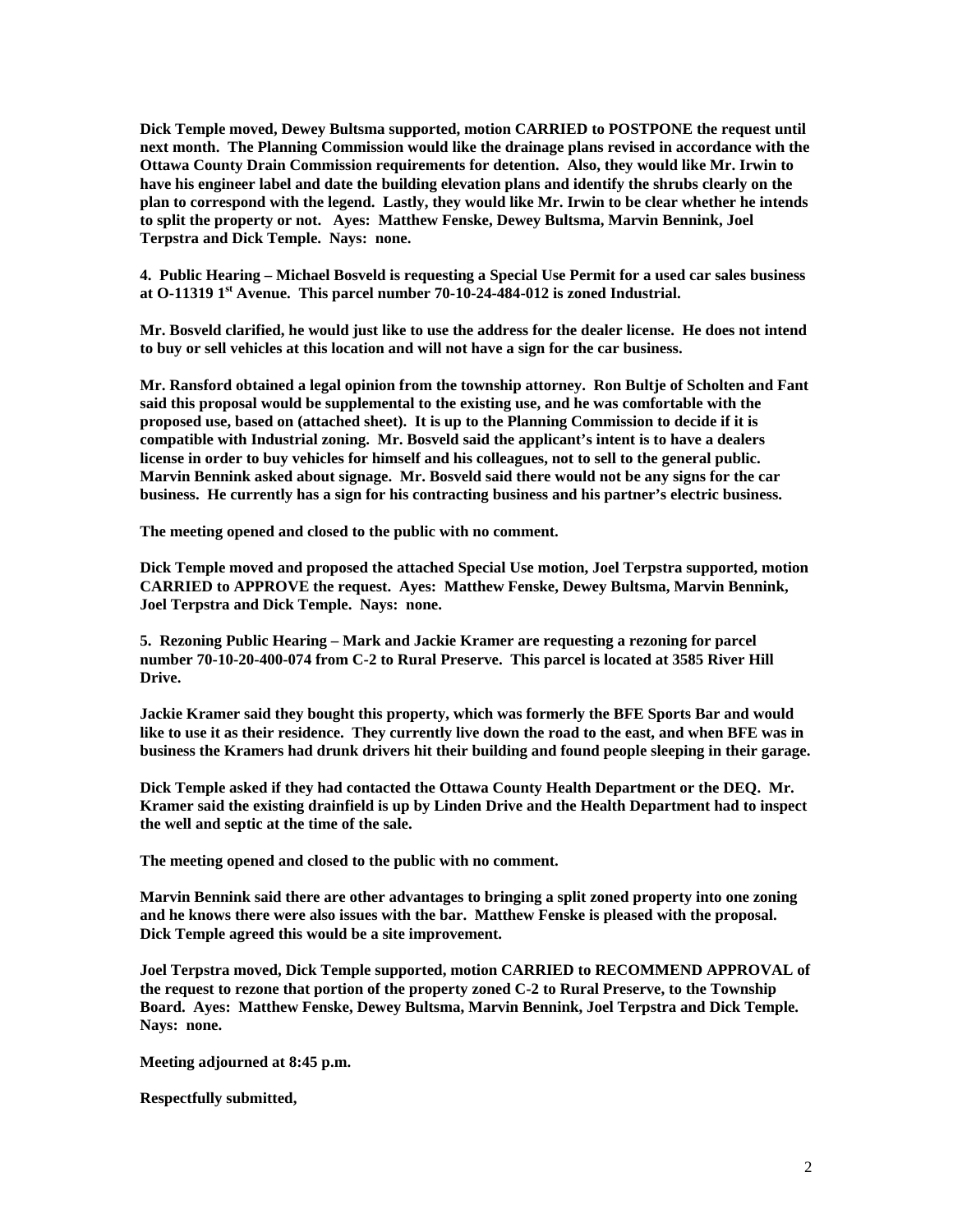**Dick Temple moved, Dewey Bultsma supported, motion CARRIED to POSTPONE the request until next month. The Planning Commission would like the drainage plans revised in accordance with the Ottawa County Drain Commission requirements for detention. Also, they would like Mr. Irwin to have his engineer label and date the building elevation plans and identify the shrubs clearly on the plan to correspond with the legend. Lastly, they would like Mr. Irwin to be clear whether he intends to split the property or not. Ayes: Matthew Fenske, Dewey Bultsma, Marvin Bennink, Joel Terpstra and Dick Temple. Nays: none.**

**4. Public Hearing – Michael Bosveld is requesting a Special Use Permit for a used car sales business at O-11319 1st Avenue. This parcel number 70-10-24-484-012 is zoned Industrial.**

**Mr. Bosveld clarified, he would just like to use the address for the dealer license. He does not intend to buy or sell vehicles at this location and will not have a sign for the car business.**

**Mr. Ransford obtained a legal opinion from the township attorney. Ron Bultje of Scholten and Fant said this proposal would be supplemental to the existing use, and he was comfortable with the proposed use, based on (attached sheet). It is up to the Planning Commission to decide if it is compatible with Industrial zoning. Mr. Bosveld said the applicant's intent is to have a dealers license in order to buy vehicles for himself and his colleagues, not to sell to the general public. Marvin Bennink asked about signage. Mr. Bosveld said there would not be any signs for the car business. He currently has a sign for his contracting business and his partner's electric business.**

**The meeting opened and closed to the public with no comment.**

**Dick Temple moved and proposed the attached Special Use motion, Joel Terpstra supported, motion CARRIED to APPROVE the request. Ayes: Matthew Fenske, Dewey Bultsma, Marvin Bennink, Joel Terpstra and Dick Temple. Nays: none.**

**5. Rezoning Public Hearing – Mark and Jackie Kramer are requesting a rezoning for parcel number 70-10-20-400-074 from C-2 to Rural Preserve. This parcel is located at 3585 River Hill Drive.**

**Jackie Kramer said they bought this property, which was formerly the BFE Sports Bar and would like to use it as their residence. They currently live down the road to the east, and when BFE was in business the Kramers had drunk drivers hit their building and found people sleeping in their garage.**

**Dick Temple asked if they had contacted the Ottawa County Health Department or the DEQ. Mr. Kramer said the existing drainfield is up by Linden Drive and the Health Department had to inspect the well and septic at the time of the sale.**

**The meeting opened and closed to the public with no comment.**

**Marvin Bennink said there are other advantages to bringing a split zoned property into one zoning and he knows there were also issues with the bar. Matthew Fenske is pleased with the proposal. Dick Temple agreed this would be a site improvement.**

**Joel Terpstra moved, Dick Temple supported, motion CARRIED to RECOMMEND APPROVAL of the request to rezone that portion of the property zoned C-2 to Rural Preserve, to the Township Board. Ayes: Matthew Fenske, Dewey Bultsma, Marvin Bennink, Joel Terpstra and Dick Temple. Nays: none.**

**Meeting adjourned at 8:45 p.m.**

**Respectfully submitted,**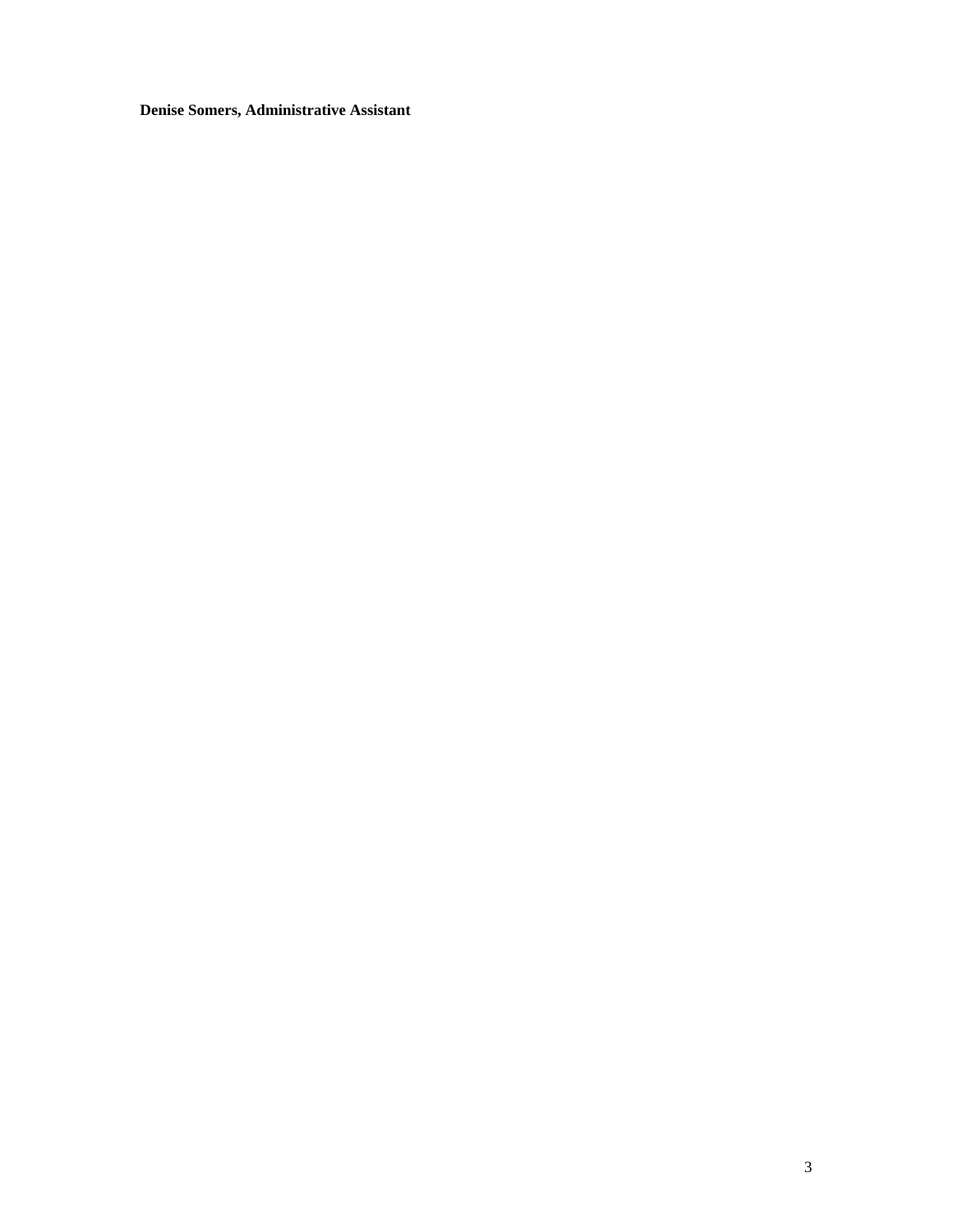**Denise Somers, Administrative Assistant**